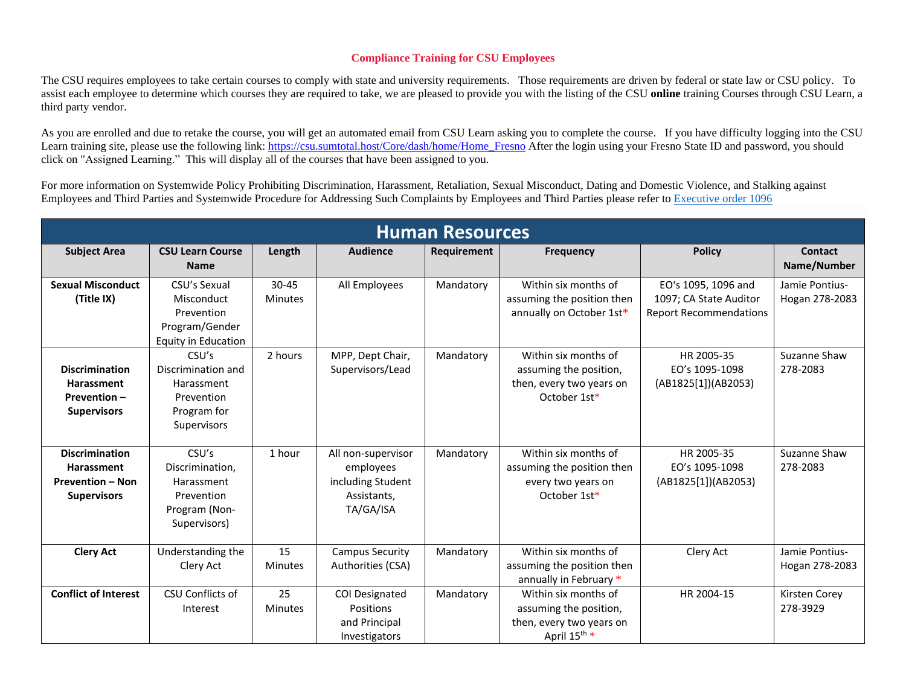# Compliance Training for CSU Employees

The CSU requires employees to take certain courses to comply with state and university requirements. Those requirements are driven by federal or state law or CSU policy. To assist each employee to determine which courses they are required to take, we are pleased to provide you with the listing of the CSU **online** training Courses through CSU Learn, a third party vendor.

As you are enrolled and due to retake the course, you will get an automated email from CSU Learn asking you to complete the course. If you have difficulty logging into the CSU Learn training site, please use the following link: https://csu.sumtotal.host/Core/dash/home/Home_Fresno After the login using your Fresno State ID and password, you should click on "Assigned Learning." This will display all of the courses that have been assigned to you.

For more information on Systemwide Policy Prohibiting Discrimination, Harassment, Retaliation, Sexual Misconduct, Dating and Domestic Violence, and Stalking against Employees and Third Parties and Systemwide Procedure for Addressing Such Complaints by Employees and Third Parties please refer to Executive order 1096

## Human Resources

| Subject Area | CSU Learn Course Name | Length | Audience | Requirement | Frequency | Policy | Contact Name/Number |
|---|---|---|---|---|---|---|---|
| **Sexual Misconduct (Title IX)** | CSU's Sexual Misconduct Prevention Program/Gender Equity in Education | 30-45 Minutes | All Employees | Mandatory | Within six months of assuming the position then annually on October 1st* | EO's 1095, 1096 and 1097; CA State Auditor Report Recommendations | Jamie Pontius-Hogan 278-2083 |
| **Discrimination Harassment Prevention – Supervisors** | CSU's Discrimination and Harassment Prevention Program for Supervisors | 2 hours | MPP, Dept Chair, Supervisors/Lead | Mandatory | Within six months of assuming the position, then, every two years on October 1st* | HR 2005-35 EO's 1095-1098 (AB1825[1])(AB2053) | Suzanne Shaw 278-2083 |
| **Discrimination Harassment Prevention – Non Supervisors** | CSU's Discrimination, Harassment Prevention Program (Non-Supervisors) | 1 hour | All non-supervisor employees including Student Assistants, TA/GA/ISA | Mandatory | Within six months of assuming the position then every two years on October 1st* | HR 2005-35 EO's 1095-1098 (AB1825[1])(AB2053) | Suzanne Shaw 278-2083 |
| **Clery Act** | Understanding the Clery Act | 15 Minutes | Campus Security Authorities (CSA) | Mandatory | Within six months of assuming the position then annually in February * | Clery Act | Jamie Pontius-Hogan 278-2083 |
| **Conflict of Interest** | CSU Conflicts of Interest | 25 Minutes | COI Designated Positions and Principal Investigators | Mandatory | Within six months of assuming the position, then, every two years on April 15th * | HR 2004-15 | Kirsten Corey 278-3929 |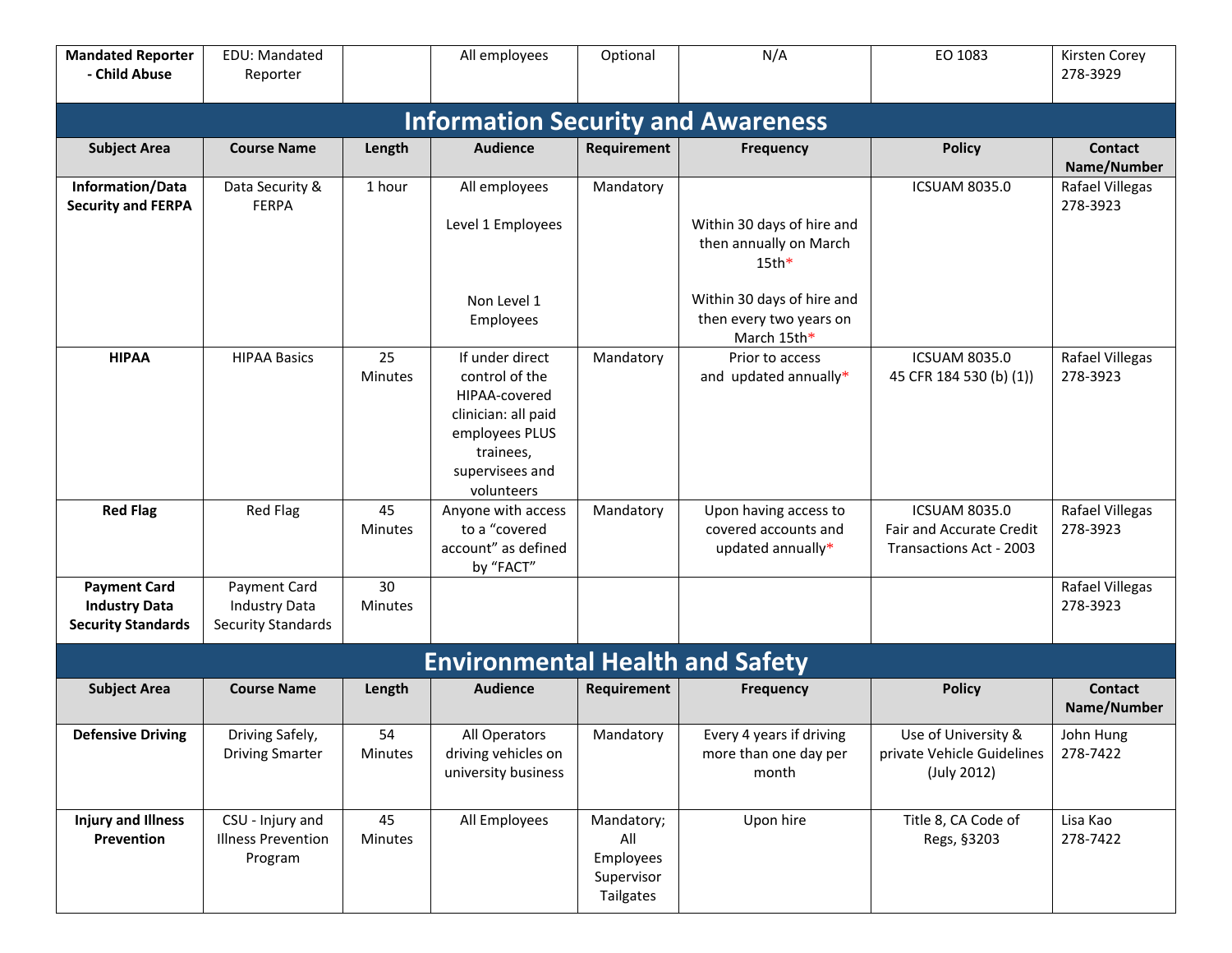| Mandated Reporter - Child Abuse | EDU: Mandated Reporter | | All employees | Optional | N/A | EO 1083 | Kirsten Corey 278-3929 |
|---|---|---|---|---|---|---|---|

## Information Security and Awareness

| Subject Area | Course Name | Length | Audience | Requirement | Frequency | Policy | Contact Name/Number |
|---|---|---|---|---|---|---|---|
| **Information/Data Security and FERPA** | Data Security & FERPA | 1 hour | All employees<br><br>Level 1 Employees<br><br>Non Level 1 Employees | Mandatory | Within 30 days of hire and then annually on March 15th*<br><br>Within 30 days of hire and then every two years on March 15th* | ICSUAM 8035.0 | Rafael Villegas 278-3923 |
| **HIPAA** | HIPAA Basics | 25 Minutes | If under direct control of the HIPAA-covered clinician: all paid employees PLUS trainees, supervisees and volunteers | Mandatory | Prior to access and updated annually* | ICSUAM 8035.0<br>45 CFR 184 530 (b) (1)) | Rafael Villegas 278-3923 |
| **Red Flag** | Red Flag | 45 Minutes | Anyone with access to a "covered account" as defined by "FACT" | Mandatory | Upon having access to covered accounts and updated annually* | ICSUAM 8035.0<br>Fair and Accurate Credit Transactions Act - 2003 | Rafael Villegas 278-3923 |
| **Payment Card Industry Data Security Standards** | Payment Card Industry Data Security Standards | 30 Minutes | | | | | Rafael Villegas 278-3923 |

## Environmental Health and Safety

| Subject Area | Course Name | Length | Audience | Requirement | Frequency | Policy | Contact Name/Number |
|---|---|---|---|---|---|---|---|
| **Defensive Driving** | Driving Safely, Driving Smarter | 54 Minutes | All Operators driving vehicles on university business | Mandatory | Every 4 years if driving more than one day per month | Use of University & private Vehicle Guidelines (July 2012) | John Hung 278-7422 |
| **Injury and Illness Prevention** | CSU - Injury and Illness Prevention Program | 45 Minutes | All Employees | Mandatory; All Employees Supervisor Tailgates | Upon hire | Title 8, CA Code of Regs, §3203 | Lisa Kao 278-7422 |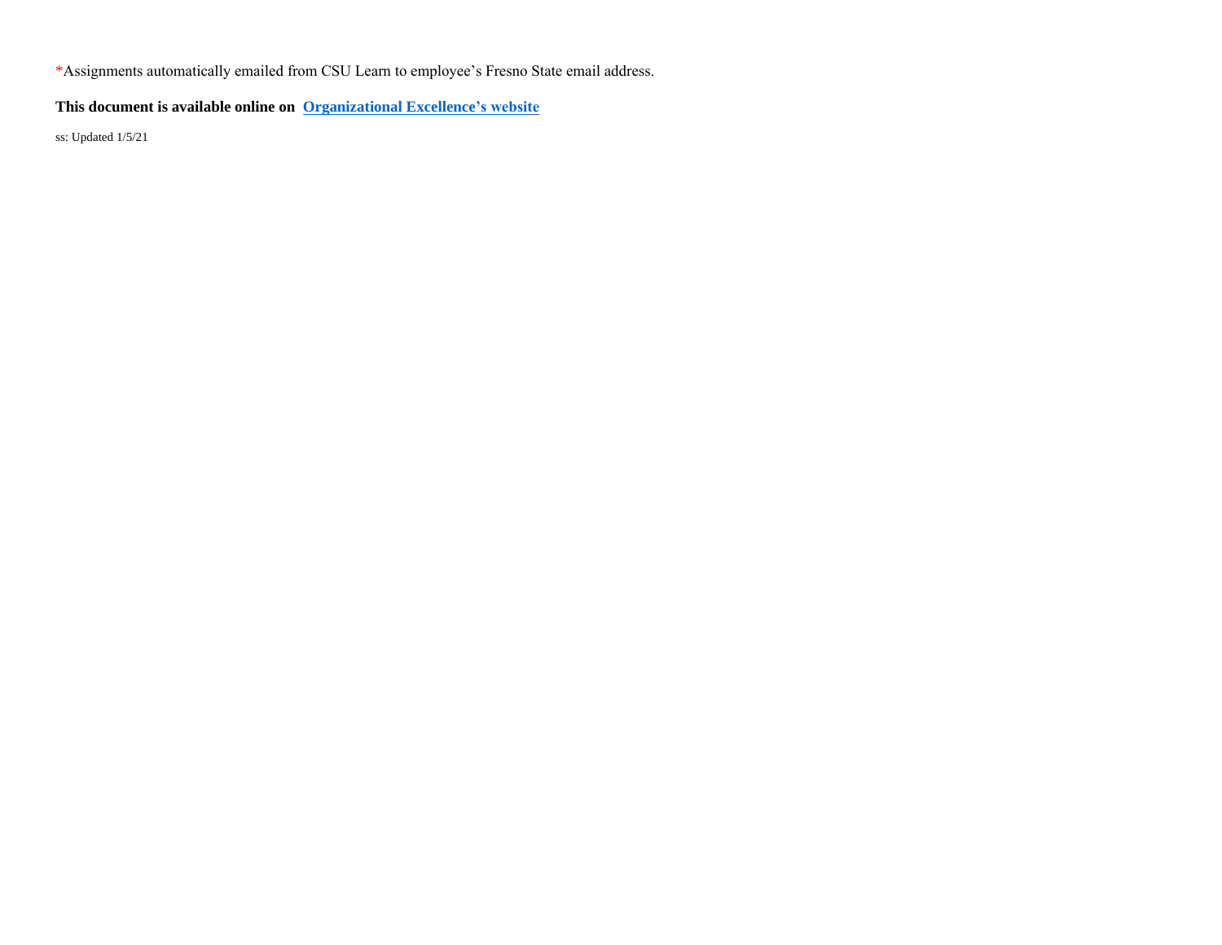*Assignments automatically emailed from CSU Learn to employee's Fresno State email address.

**This document is available online on [Organizational Excellence's website]**

ss: Updated 1/5/21